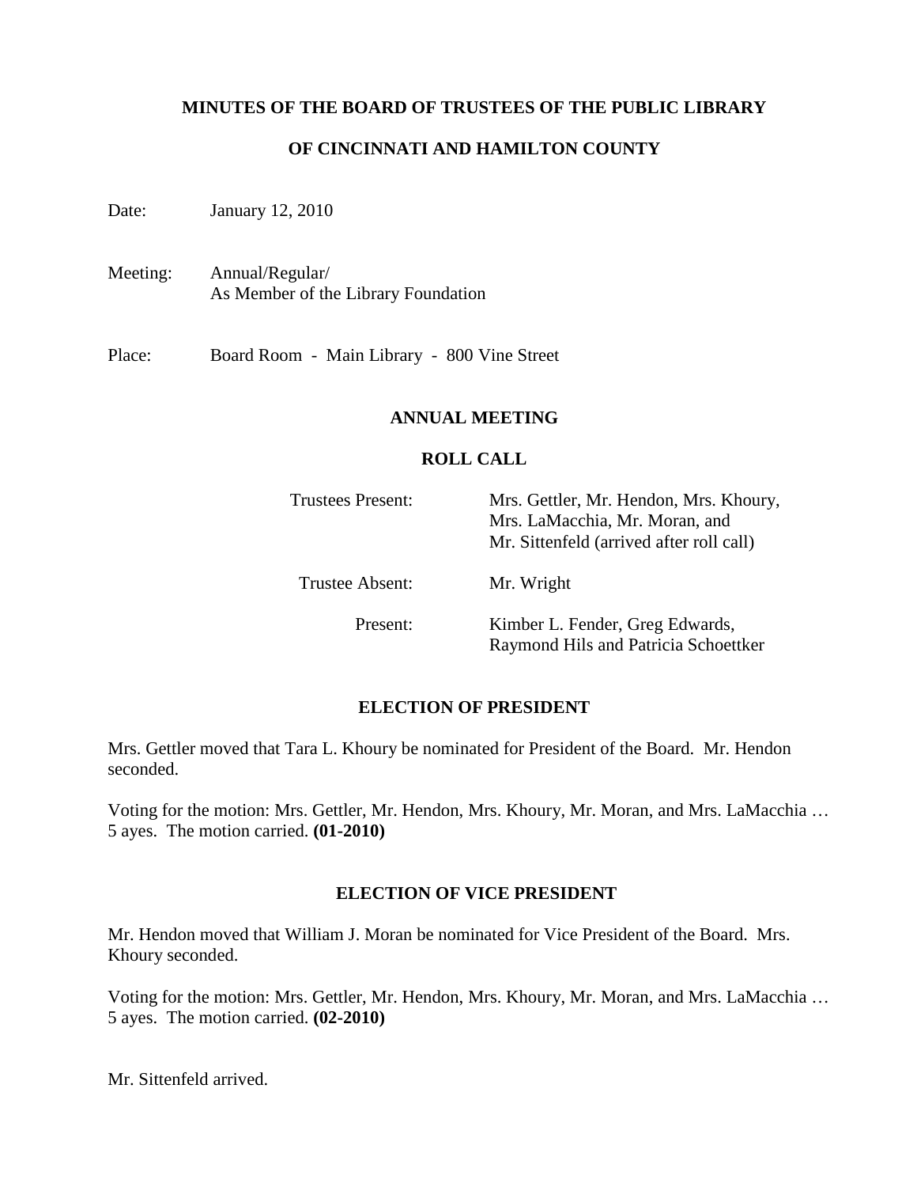# MINUTES OF THE BOARD OF TRUSTEES OF THE PUBLIC LIBRARY

# OF CINCINNATI AND HAMILTON COUNTY

Date: January 12, 2010

Meeting: Annual/Regular/
As Member of the Library Foundation

Place: Board Room - Main Library - 800 Vine Street

## ANNUAL MEETING

### ROLL CALL

| | |
|---|---|
| Trustees Present: | Mrs. Gettler, Mr. Hendon, Mrs. Khoury, Mrs. LaMacchia, Mr. Moran, and Mr. Sittenfeld (arrived after roll call) |
| Trustee Absent: | Mr. Wright |
| Present: | Kimber L. Fender, Greg Edwards, Raymond Hils and Patricia Schoettker |

### ELECTION OF PRESIDENT

Mrs. Gettler moved that Tara L. Khoury be nominated for President of the Board. Mr. Hendon seconded.

Voting for the motion: Mrs. Gettler, Mr. Hendon, Mrs. Khoury, Mr. Moran, and Mrs. LaMacchia … 5 ayes. The motion carried. **(01-2010)**

### ELECTION OF VICE PRESIDENT

Mr. Hendon moved that William J. Moran be nominated for Vice President of the Board. Mrs. Khoury seconded.

Voting for the motion: Mrs. Gettler, Mr. Hendon, Mrs. Khoury, Mr. Moran, and Mrs. LaMacchia … 5 ayes. The motion carried. **(02-2010)**

Mr. Sittenfeld arrived.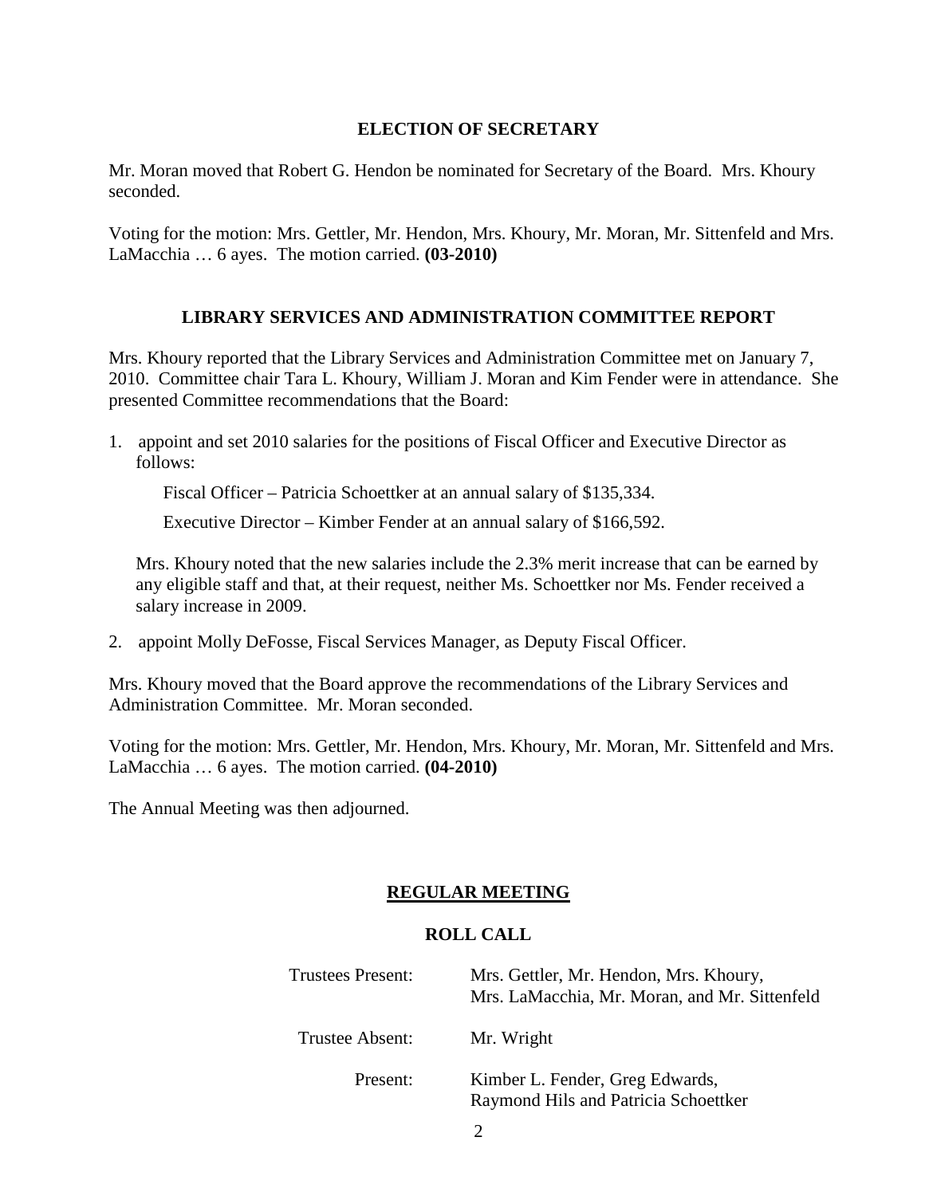## ELECTION OF SECRETARY

Mr. Moran moved that Robert G. Hendon be nominated for Secretary of the Board. Mrs. Khoury seconded.

Voting for the motion: Mrs. Gettler, Mr. Hendon, Mrs. Khoury, Mr. Moran, Mr. Sittenfeld and Mrs. LaMacchia … 6 ayes. The motion carried. **(03-2010)**

## LIBRARY SERVICES AND ADMINISTRATION COMMITTEE REPORT

Mrs. Khoury reported that the Library Services and Administration Committee met on January 7, 2010. Committee chair Tara L. Khoury, William J. Moran and Kim Fender were in attendance. She presented Committee recommendations that the Board:

1. appoint and set 2010 salaries for the positions of Fiscal Officer and Executive Director as follows:

   Fiscal Officer – Patricia Schoettker at an annual salary of $135,334.

   Executive Director – Kimber Fender at an annual salary of $166,592.

   Mrs. Khoury noted that the new salaries include the 2.3% merit increase that can be earned by any eligible staff and that, at their request, neither Ms. Schoettker nor Ms. Fender received a salary increase in 2009.

2. appoint Molly DeFosse, Fiscal Services Manager, as Deputy Fiscal Officer.

Mrs. Khoury moved that the Board approve the recommendations of the Library Services and Administration Committee. Mr. Moran seconded.

Voting for the motion: Mrs. Gettler, Mr. Hendon, Mrs. Khoury, Mr. Moran, Mr. Sittenfeld and Mrs. LaMacchia … 6 ayes. The motion carried. **(04-2010)**

The Annual Meeting was then adjourned.

## REGULAR MEETING

### ROLL CALL

| | |
|---|---|
| Trustees Present: | Mrs. Gettler, Mr. Hendon, Mrs. Khoury, Mrs. LaMacchia, Mr. Moran, and Mr. Sittenfeld |
| Trustee Absent: | Mr. Wright |
| Present: | Kimber L. Fender, Greg Edwards, Raymond Hils and Patricia Schoettker |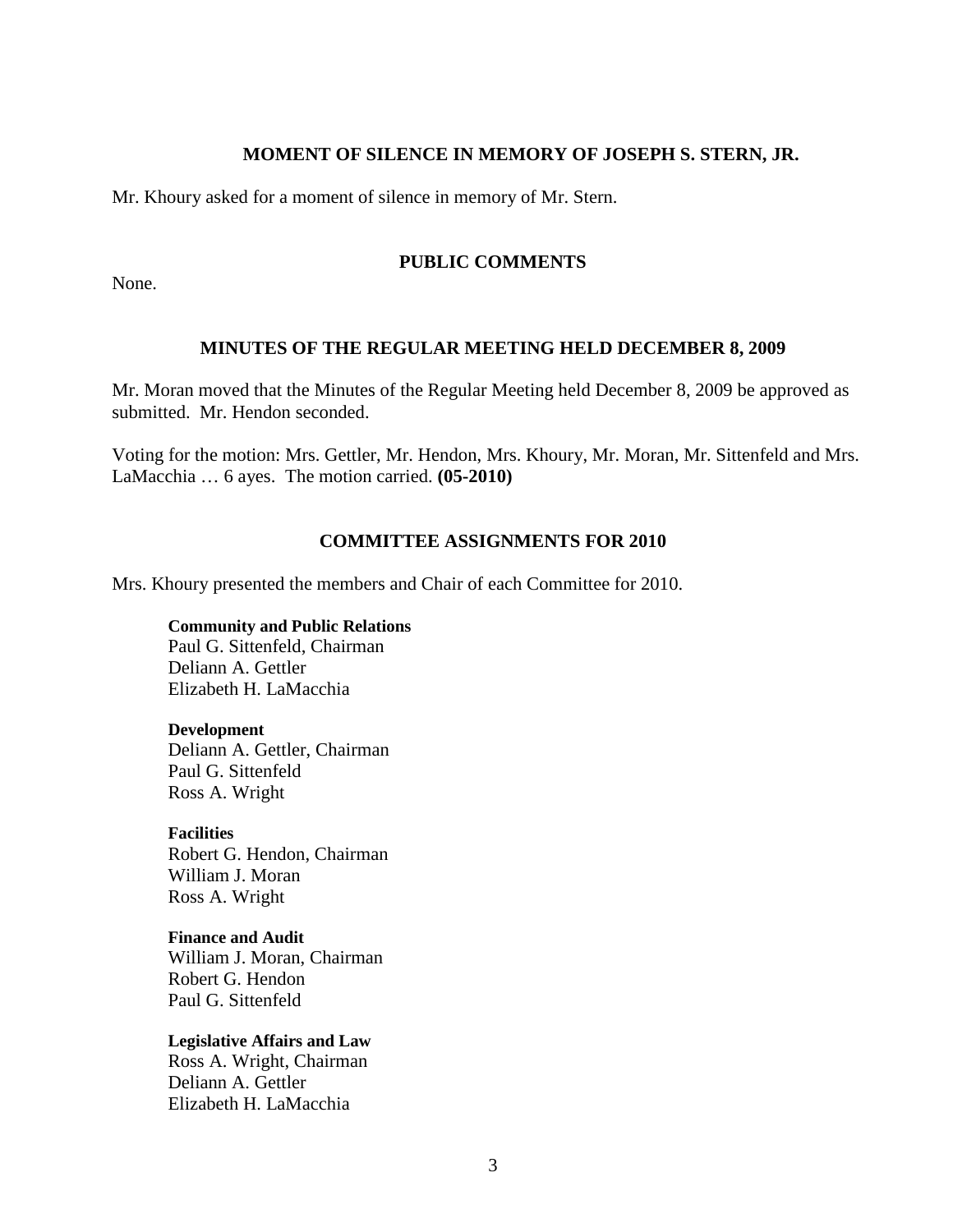## MOMENT OF SILENCE IN MEMORY OF JOSEPH S. STERN, JR.

Mr. Khoury asked for a moment of silence in memory of Mr. Stern.

## PUBLIC COMMENTS

None.

## MINUTES OF THE REGULAR MEETING HELD DECEMBER 8, 2009

Mr. Moran moved that the Minutes of the Regular Meeting held December 8, 2009 be approved as submitted. Mr. Hendon seconded.

Voting for the motion: Mrs. Gettler, Mr. Hendon, Mrs. Khoury, Mr. Moran, Mr. Sittenfeld and Mrs. LaMacchia … 6 ayes. The motion carried. **(05-2010)**

## COMMITTEE ASSIGNMENTS FOR 2010

Mrs. Khoury presented the members and Chair of each Committee for 2010.

**Community and Public Relations**
Paul G. Sittenfeld, Chairman
Deliann A. Gettler
Elizabeth H. LaMacchia

**Development**
Deliann A. Gettler, Chairman
Paul G. Sittenfeld
Ross A. Wright

**Facilities**
Robert G. Hendon, Chairman
William J. Moran
Ross A. Wright

**Finance and Audit**
William J. Moran, Chairman
Robert G. Hendon
Paul G. Sittenfeld

**Legislative Affairs and Law**
Ross A. Wright, Chairman
Deliann A. Gettler
Elizabeth H. LaMacchia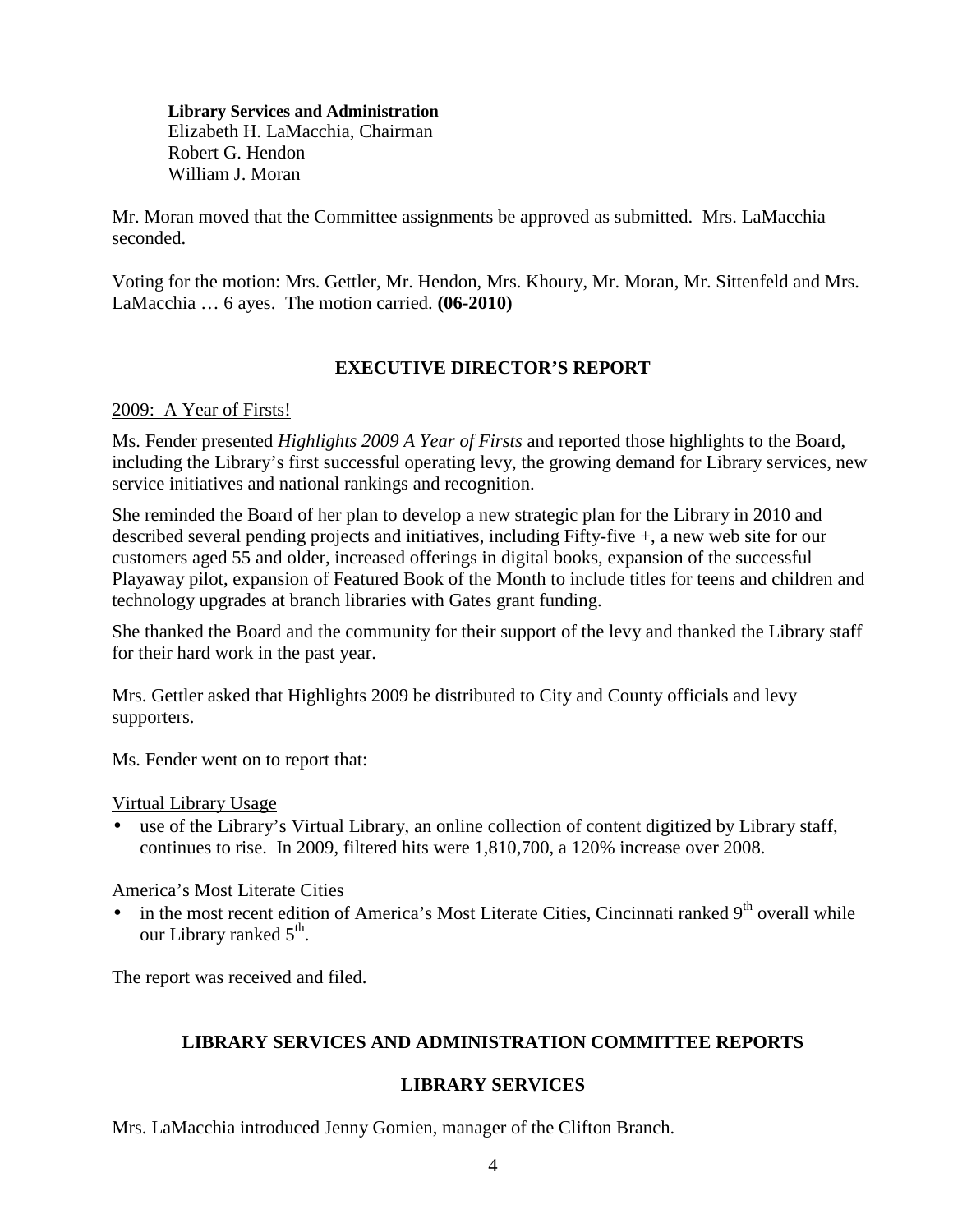**Library Services and Administration**
Elizabeth H. LaMacchia, Chairman
Robert G. Hendon
William J. Moran

Mr. Moran moved that the Committee assignments be approved as submitted. Mrs. LaMacchia seconded.

Voting for the motion: Mrs. Gettler, Mr. Hendon, Mrs. Khoury, Mr. Moran, Mr. Sittenfeld and Mrs. LaMacchia … 6 ayes. The motion carried. **(06-2010)**

## EXECUTIVE DIRECTOR'S REPORT

2009: A Year of Firsts!

Ms. Fender presented *Highlights 2009 A Year of Firsts* and reported those highlights to the Board, including the Library's first successful operating levy, the growing demand for Library services, new service initiatives and national rankings and recognition.

She reminded the Board of her plan to develop a new strategic plan for the Library in 2010 and described several pending projects and initiatives, including Fifty-five +, a new web site for our customers aged 55 and older, increased offerings in digital books, expansion of the successful Playaway pilot, expansion of Featured Book of the Month to include titles for teens and children and technology upgrades at branch libraries with Gates grant funding.

She thanked the Board and the community for their support of the levy and thanked the Library staff for their hard work in the past year.

Mrs. Gettler asked that Highlights 2009 be distributed to City and County officials and levy supporters.

Ms. Fender went on to report that:

Virtual Library Usage

- use of the Library's Virtual Library, an online collection of content digitized by Library staff, continues to rise. In 2009, filtered hits were 1,810,700, a 120% increase over 2008.

America's Most Literate Cities

- in the most recent edition of America's Most Literate Cities, Cincinnati ranked 9th overall while our Library ranked 5th.

The report was received and filed.

## LIBRARY SERVICES AND ADMINISTRATION COMMITTEE REPORTS

## LIBRARY SERVICES

Mrs. LaMacchia introduced Jenny Gomien, manager of the Clifton Branch.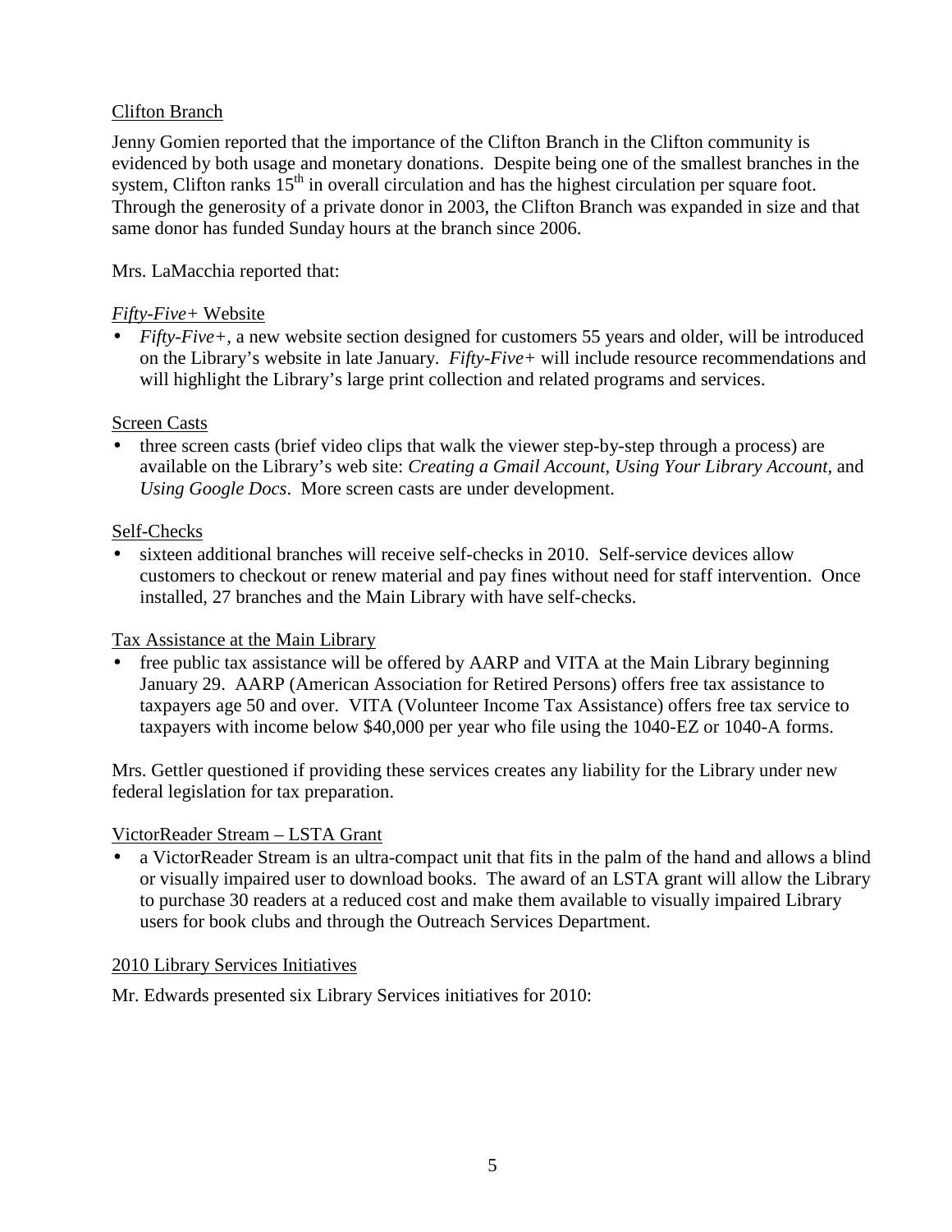Clifton Branch

Jenny Gomien reported that the importance of the Clifton Branch in the Clifton community is evidenced by both usage and monetary donations. Despite being one of the smallest branches in the system, Clifton ranks 15th in overall circulation and has the highest circulation per square foot. Through the generosity of a private donor in 2003, the Clifton Branch was expanded in size and that same donor has funded Sunday hours at the branch since 2006.

Mrs. LaMacchia reported that:

*Fifty-Five+* Website

- *Fifty-Five+*, a new website section designed for customers 55 years and older, will be introduced on the Library's website in late January. *Fifty-Five+* will include resource recommendations and will highlight the Library's large print collection and related programs and services.

Screen Casts

- three screen casts (brief video clips that walk the viewer step-by-step through a process) are available on the Library's web site: *Creating a Gmail Account*, *Using Your Library Account*, and *Using Google Docs*. More screen casts are under development.

Self-Checks

- sixteen additional branches will receive self-checks in 2010. Self-service devices allow customers to checkout or renew material and pay fines without need for staff intervention. Once installed, 27 branches and the Main Library with have self-checks.

Tax Assistance at the Main Library

- free public tax assistance will be offered by AARP and VITA at the Main Library beginning January 29. AARP (American Association for Retired Persons) offers free tax assistance to taxpayers age 50 and over. VITA (Volunteer Income Tax Assistance) offers free tax service to taxpayers with income below $40,000 per year who file using the 1040-EZ or 1040-A forms.

Mrs. Gettler questioned if providing these services creates any liability for the Library under new federal legislation for tax preparation.

VictorReader Stream – LSTA Grant

- a VictorReader Stream is an ultra-compact unit that fits in the palm of the hand and allows a blind or visually impaired user to download books. The award of an LSTA grant will allow the Library to purchase 30 readers at a reduced cost and make them available to visually impaired Library users for book clubs and through the Outreach Services Department.

2010 Library Services Initiatives

Mr. Edwards presented six Library Services initiatives for 2010: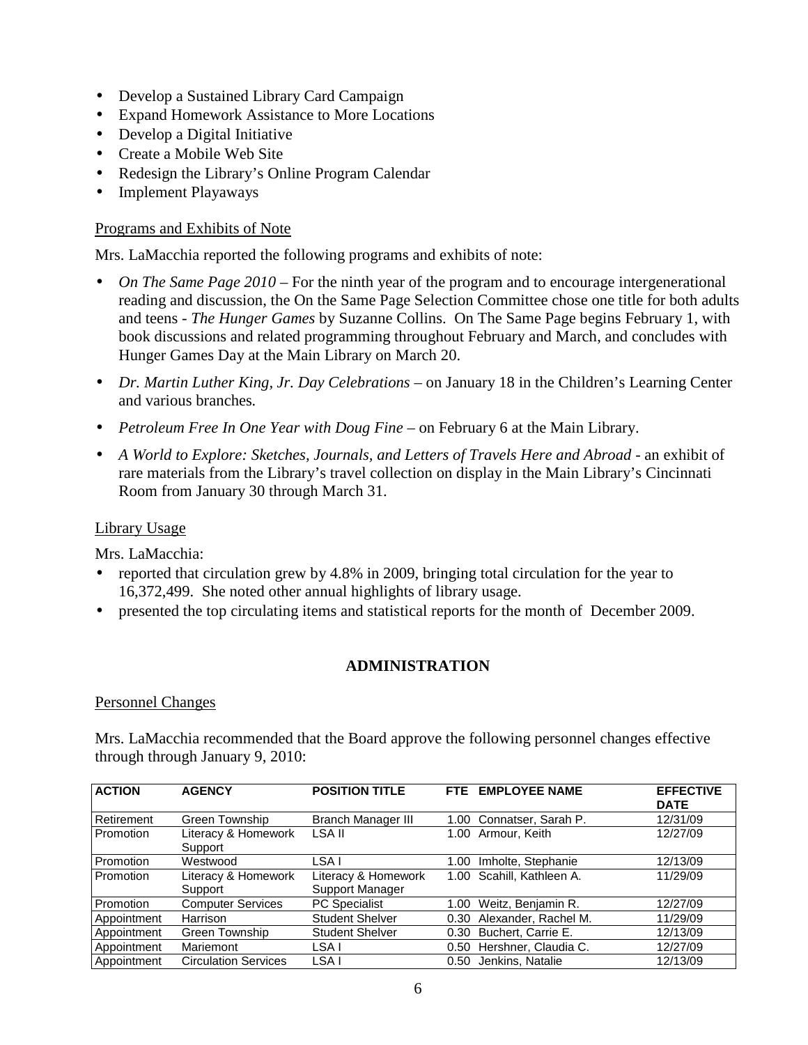- Develop a Sustained Library Card Campaign
- Expand Homework Assistance to More Locations
- Develop a Digital Initiative
- Create a Mobile Web Site
- Redesign the Library's Online Program Calendar
- Implement Playaways

Programs and Exhibits of Note

Mrs. LaMacchia reported the following programs and exhibits of note:

- *On The Same Page 2010* – For the ninth year of the program and to encourage intergenerational reading and discussion, the On the Same Page Selection Committee chose one title for both adults and teens - *The Hunger Games* by Suzanne Collins. On The Same Page begins February 1, with book discussions and related programming throughout February and March, and concludes with Hunger Games Day at the Main Library on March 20.

- *Dr. Martin Luther King, Jr. Day Celebrations* – on January 18 in the Children's Learning Center and various branches.

- *Petroleum Free In One Year with Doug Fine* – on February 6 at the Main Library.

- *A World to Explore: Sketches, Journals, and Letters of Travels Here and Abroad* - an exhibit of rare materials from the Library's travel collection on display in the Main Library's Cincinnati Room from January 30 through March 31.

Library Usage

Mrs. LaMacchia:

- reported that circulation grew by 4.8% in 2009, bringing total circulation for the year to 16,372,499. She noted other annual highlights of library usage.
- presented the top circulating items and statistical reports for the month of December 2009.

## ADMINISTRATION

Personnel Changes

Mrs. LaMacchia recommended that the Board approve the following personnel changes effective through through January 9, 2010:

| ACTION | AGENCY | POSITION TITLE | FTE | EMPLOYEE NAME | EFFECTIVE DATE |
|---|---|---|---|---|---|
| Retirement | Green Township | Branch Manager III | 1.00 | Connatser, Sarah P. | 12/31/09 |
| Promotion | Literacy & Homework Support | LSA II | 1.00 | Armour, Keith | 12/27/09 |
| Promotion | Westwood | LSA I | 1.00 | Imholte, Stephanie | 12/13/09 |
| Promotion | Literacy & Homework Support | Literacy & Homework Support Manager | 1.00 | Scahill, Kathleen A. | 11/29/09 |
| Promotion | Computer Services | PC Specialist | 1.00 | Weitz, Benjamin R. | 12/27/09 |
| Appointment | Harrison | Student Shelver | 0.30 | Alexander, Rachel M. | 11/29/09 |
| Appointment | Green Township | Student Shelver | 0.30 | Buchert, Carrie E. | 12/13/09 |
| Appointment | Mariemont | LSA I | 0.50 | Hershner, Claudia C. | 12/27/09 |
| Appointment | Circulation Services | LSA I | 0.50 | Jenkins, Natalie | 12/13/09 |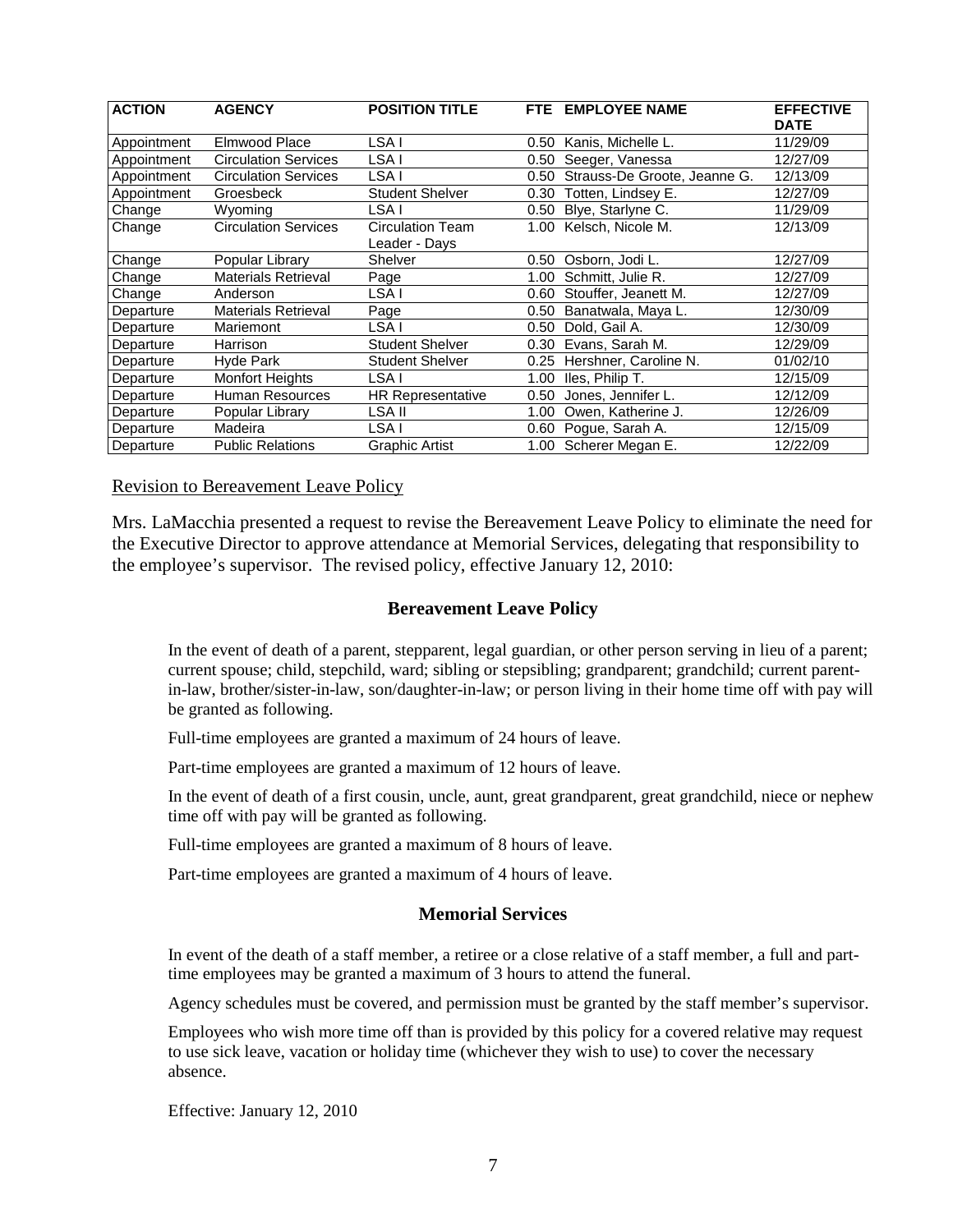| ACTION | AGENCY | POSITION TITLE | FTE | EMPLOYEE NAME | EFFECTIVE DATE |
| --- | --- | --- | --- | --- | --- |
| Appointment | Elmwood Place | LSA I | 0.50 | Kanis, Michelle L. | 11/29/09 |
| Appointment | Circulation Services | LSA I | 0.50 | Seeger, Vanessa | 12/27/09 |
| Appointment | Circulation Services | LSA I | 0.50 | Strauss-De Groote, Jeanne G. | 12/13/09 |
| Appointment | Groesbeck | Student Shelver | 0.30 | Totten, Lindsey E. | 12/27/09 |
| Change | Wyoming | LSA I | 0.50 | Blye, Starlyne C. | 11/29/09 |
| Change | Circulation Services | Circulation Team Leader - Days | 1.00 | Kelsch, Nicole M. | 12/13/09 |
| Change | Popular Library | Shelver | 0.50 | Osborn, Jodi L. | 12/27/09 |
| Change | Materials Retrieval | Page | 1.00 | Schmitt, Julie R. | 12/27/09 |
| Change | Anderson | LSA I | 0.60 | Stouffer, Jeanett M. | 12/27/09 |
| Departure | Materials Retrieval | Page | 0.50 | Banatwala, Maya L. | 12/30/09 |
| Departure | Mariemont | LSA I | 0.50 | Dold, Gail A. | 12/30/09 |
| Departure | Harrison | Student Shelver | 0.30 | Evans, Sarah M. | 12/29/09 |
| Departure | Hyde Park | Student Shelver | 0.25 | Hershner, Caroline N. | 01/02/10 |
| Departure | Monfort Heights | LSA I | 1.00 | Iles, Philip T. | 12/15/09 |
| Departure | Human Resources | HR Representative | 0.50 | Jones, Jennifer L. | 12/12/09 |
| Departure | Popular Library | LSA II | 1.00 | Owen, Katherine J. | 12/26/09 |
| Departure | Madeira | LSA I | 0.60 | Pogue, Sarah A. | 12/15/09 |
| Departure | Public Relations | Graphic Artist | 1.00 | Scherer Megan E. | 12/22/09 |

Revision to Bereavement Leave Policy

Mrs. LaMacchia presented a request to revise the Bereavement Leave Policy to eliminate the need for the Executive Director to approve attendance at Memorial Services, delegating that responsibility to the employee's supervisor. The revised policy, effective January 12, 2010:

### Bereavement Leave Policy

In the event of death of a parent, stepparent, legal guardian, or other person serving in lieu of a parent; current spouse; child, stepchild, ward; sibling or stepsibling; grandparent; grandchild; current parent-in-law, brother/sister-in-law, son/daughter-in-law; or person living in their home time off with pay will be granted as following.

Full-time employees are granted a maximum of 24 hours of leave.

Part-time employees are granted a maximum of 12 hours of leave.

In the event of death of a first cousin, uncle, aunt, great grandparent, great grandchild, niece or nephew time off with pay will be granted as following.

Full-time employees are granted a maximum of 8 hours of leave.

Part-time employees are granted a maximum of 4 hours of leave.

### Memorial Services

In event of the death of a staff member, a retiree or a close relative of a staff member, a full and part-time employees may be granted a maximum of 3 hours to attend the funeral.

Agency schedules must be covered, and permission must be granted by the staff member's supervisor.

Employees who wish more time off than is provided by this policy for a covered relative may request to use sick leave, vacation or holiday time (whichever they wish to use) to cover the necessary absence.

Effective: January 12, 2010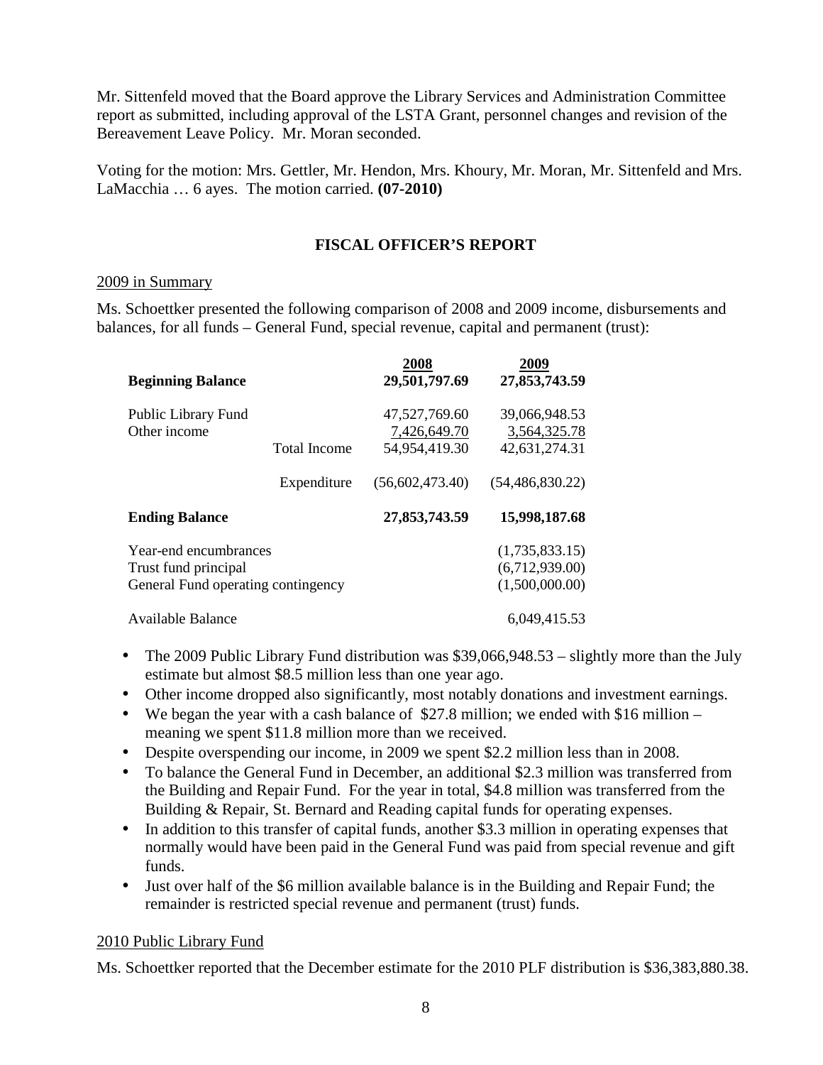Mr. Sittenfeld moved that the Board approve the Library Services and Administration Committee report as submitted, including approval of the LSTA Grant, personnel changes and revision of the Bereavement Leave Policy. Mr. Moran seconded.

Voting for the motion: Mrs. Gettler, Mr. Hendon, Mrs. Khoury, Mr. Moran, Mr. Sittenfeld and Mrs. LaMacchia … 6 ayes. The motion carried. **(07-2010)**

## FISCAL OFFICER'S REPORT

2009 in Summary

Ms. Schoettker presented the following comparison of 2008 and 2009 income, disbursements and balances, for all funds – General Fund, special revenue, capital and permanent (trust):

| | | 2008 | 2009 |
|---|---|---|---|
| **Beginning Balance** | | **29,501,797.69** | **27,853,743.59** |
| Public Library Fund | | 47,527,769.60 | 39,066,948.53 |
| Other income | | 7,426,649.70 | 3,564,325.78 |
| | Total Income | 54,954,419.30 | 42,631,274.31 |
| | Expenditure | (56,602,473.40) | (54,486,830.22) |
| **Ending Balance** | | **27,853,743.59** | **15,998,187.68** |
| Year-end encumbrances | | | (1,735,833.15) |
| Trust fund principal | | | (6,712,939.00) |
| General Fund operating contingency | | | (1,500,000.00) |
| Available Balance | | | 6,049,415.53 |

- The 2009 Public Library Fund distribution was $39,066,948.53 – slightly more than the July estimate but almost $8.5 million less than one year ago.
- Other income dropped also significantly, most notably donations and investment earnings.
- We began the year with a cash balance of $27.8 million; we ended with $16 million – meaning we spent $11.8 million more than we received.
- Despite overspending our income, in 2009 we spent $2.2 million less than in 2008.
- To balance the General Fund in December, an additional $2.3 million was transferred from the Building and Repair Fund. For the year in total, $4.8 million was transferred from the Building & Repair, St. Bernard and Reading capital funds for operating expenses.
- In addition to this transfer of capital funds, another $3.3 million in operating expenses that normally would have been paid in the General Fund was paid from special revenue and gift funds.
- Just over half of the $6 million available balance is in the Building and Repair Fund; the remainder is restricted special revenue and permanent (trust) funds.

2010 Public Library Fund

Ms. Schoettker reported that the December estimate for the 2010 PLF distribution is $36,383,880.38.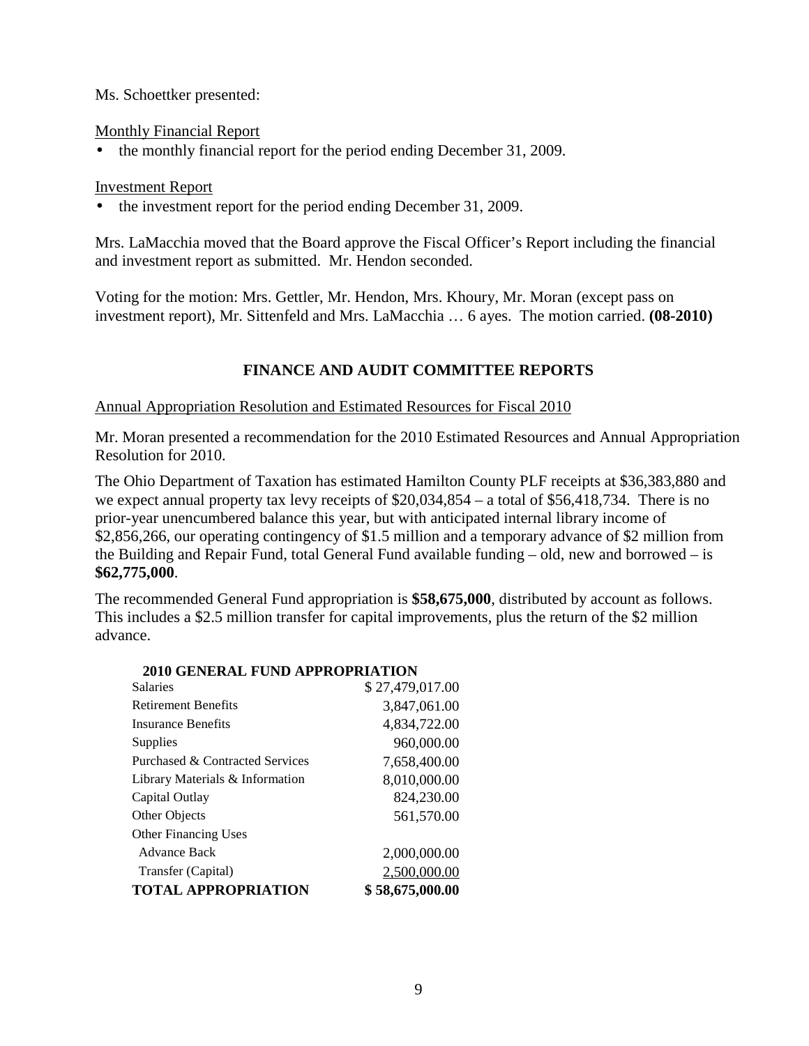Ms. Schoettker presented:

Monthly Financial Report

- the monthly financial report for the period ending December 31, 2009.

Investment Report

- the investment report for the period ending December 31, 2009.

Mrs. LaMacchia moved that the Board approve the Fiscal Officer's Report including the financial and investment report as submitted. Mr. Hendon seconded.

Voting for the motion: Mrs. Gettler, Mr. Hendon, Mrs. Khoury, Mr. Moran (except pass on investment report), Mr. Sittenfeld and Mrs. LaMacchia … 6 ayes. The motion carried. **(08-2010)**

## FINANCE AND AUDIT COMMITTEE REPORTS

Annual Appropriation Resolution and Estimated Resources for Fiscal 2010

Mr. Moran presented a recommendation for the 2010 Estimated Resources and Annual Appropriation Resolution for 2010.

The Ohio Department of Taxation has estimated Hamilton County PLF receipts at $36,383,880 and we expect annual property tax levy receipts of $20,034,854 – a total of $56,418,734. There is no prior-year unencumbered balance this year, but with anticipated internal library income of $2,856,266, our operating contingency of $1.5 million and a temporary advance of $2 million from the Building and Repair Fund, total General Fund available funding – old, new and borrowed – is **$62,775,000**.

The recommended General Fund appropriation is **$58,675,000**, distributed by account as follows. This includes a $2.5 million transfer for capital improvements, plus the return of the $2 million advance.

| **2010 GENERAL FUND APPROPRIATION** | |
|---|---|
| Salaries | $ 27,479,017.00 |
| Retirement Benefits | 3,847,061.00 |
| Insurance Benefits | 4,834,722.00 |
| Supplies | 960,000.00 |
| Purchased & Contracted Services | 7,658,400.00 |
| Library Materials & Information | 8,010,000.00 |
| Capital Outlay | 824,230.00 |
| Other Objects | 561,570.00 |
| Other Financing Uses | |
| Advance Back | 2,000,000.00 |
| Transfer (Capital) | 2,500,000.00 |
| **TOTAL APPROPRIATION** | **$ 58,675,000.00** |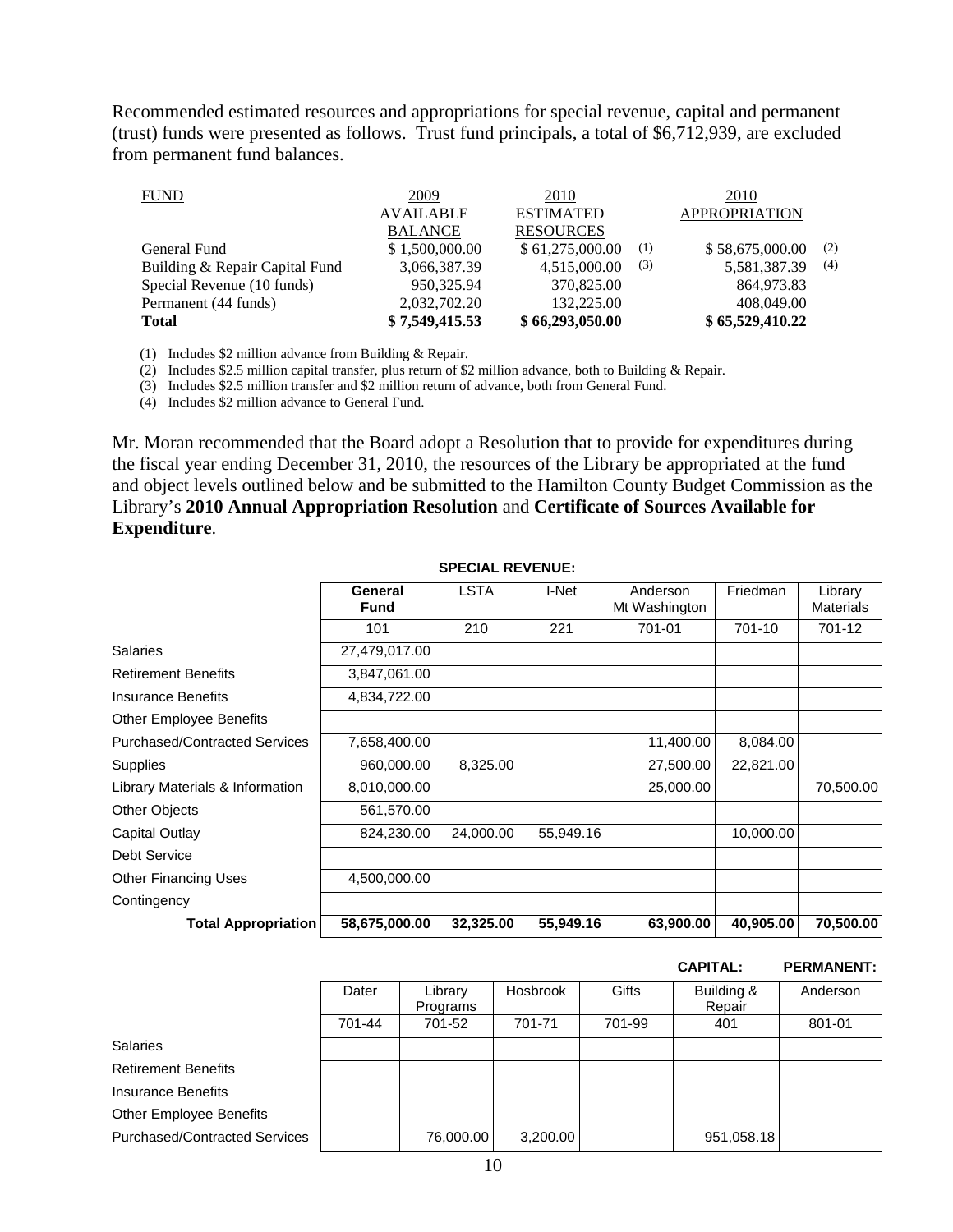Recommended estimated resources and appropriations for special revenue, capital and permanent (trust) funds were presented as follows. Trust fund principals, a total of $6,712,939, are excluded from permanent fund balances.

| FUND | 2009 AVAILABLE BALANCE | 2010 ESTIMATED RESOURCES | | 2010 APPROPRIATION | |
|---|---|---|---|---|---|
| General Fund | $ 1,500,000.00 | $ 61,275,000.00 | (1) | $ 58,675,000.00 | (2) |
| Building & Repair Capital Fund | 3,066,387.39 | 4,515,000.00 | (3) | 5,581,387.39 | (4) |
| Special Revenue (10 funds) | 950,325.94 | 370,825.00 | | 864,973.83 | |
| Permanent (44 funds) | 2,032,702.20 | 132,225.00 | | 408,049.00 | |
| **Total** | **$ 7,549,415.53** | **$ 66,293,050.00** | | **$ 65,529,410.22** | |

(1) Includes $2 million advance from Building & Repair.

(2) Includes $2.5 million capital transfer, plus return of $2 million advance, both to Building & Repair.

(3) Includes $2.5 million transfer and $2 million return of advance, both from General Fund.

(4) Includes $2 million advance to General Fund.

Mr. Moran recommended that the Board adopt a Resolution that to provide for expenditures during the fiscal year ending December 31, 2010, the resources of the Library be appropriated at the fund and object levels outlined below and be submitted to the Hamilton County Budget Commission as the Library's **2010 Annual Appropriation Resolution** and **Certificate of Sources Available for Expenditure**.

| | | SPECIAL REVENUE: | | | | |
|---|---|---|---|---|---|---|
| | **General Fund** | LSTA | I-Net | Anderson Mt Washington | Friedman | Library Materials |
| | 101 | 210 | 221 | 701-01 | 701-10 | 701-12 |
| Salaries | 27,479,017.00 | | | | | |
| Retirement Benefits | 3,847,061.00 | | | | | |
| Insurance Benefits | 4,834,722.00 | | | | | |
| Other Employee Benefits | | | | | | |
| Purchased/Contracted Services | 7,658,400.00 | | | 11,400.00 | 8,084.00 | |
| Supplies | 960,000.00 | 8,325.00 | | 27,500.00 | 22,821.00 | |
| Library Materials & Information | 8,010,000.00 | | | 25,000.00 | | 70,500.00 |
| Other Objects | 561,570.00 | | | | | |
| Capital Outlay | 824,230.00 | 24,000.00 | 55,949.16 | | 10,000.00 | |
| Debt Service | | | | | | |
| Other Financing Uses | 4,500,000.00 | | | | | |
| Contingency | | | | | | |
| **Total Appropriation** | **58,675,000.00** | **32,325.00** | **55,949.16** | **63,900.00** | **40,905.00** | **70,500.00** |

| | | | | | CAPITAL: | PERMANENT: |
|---|---|---|---|---|---|---|
| | Dater | Library Programs | Hosbrook | Gifts | Building & Repair | Anderson |
| | 701-44 | 701-52 | 701-71 | 701-99 | 401 | 801-01 |
| Salaries | | | | | | |
| Retirement Benefits | | | | | | |
| Insurance Benefits | | | | | | |
| Other Employee Benefits | | | | | | |
| Purchased/Contracted Services | | 76,000.00 | 3,200.00 | | 951,058.18 | |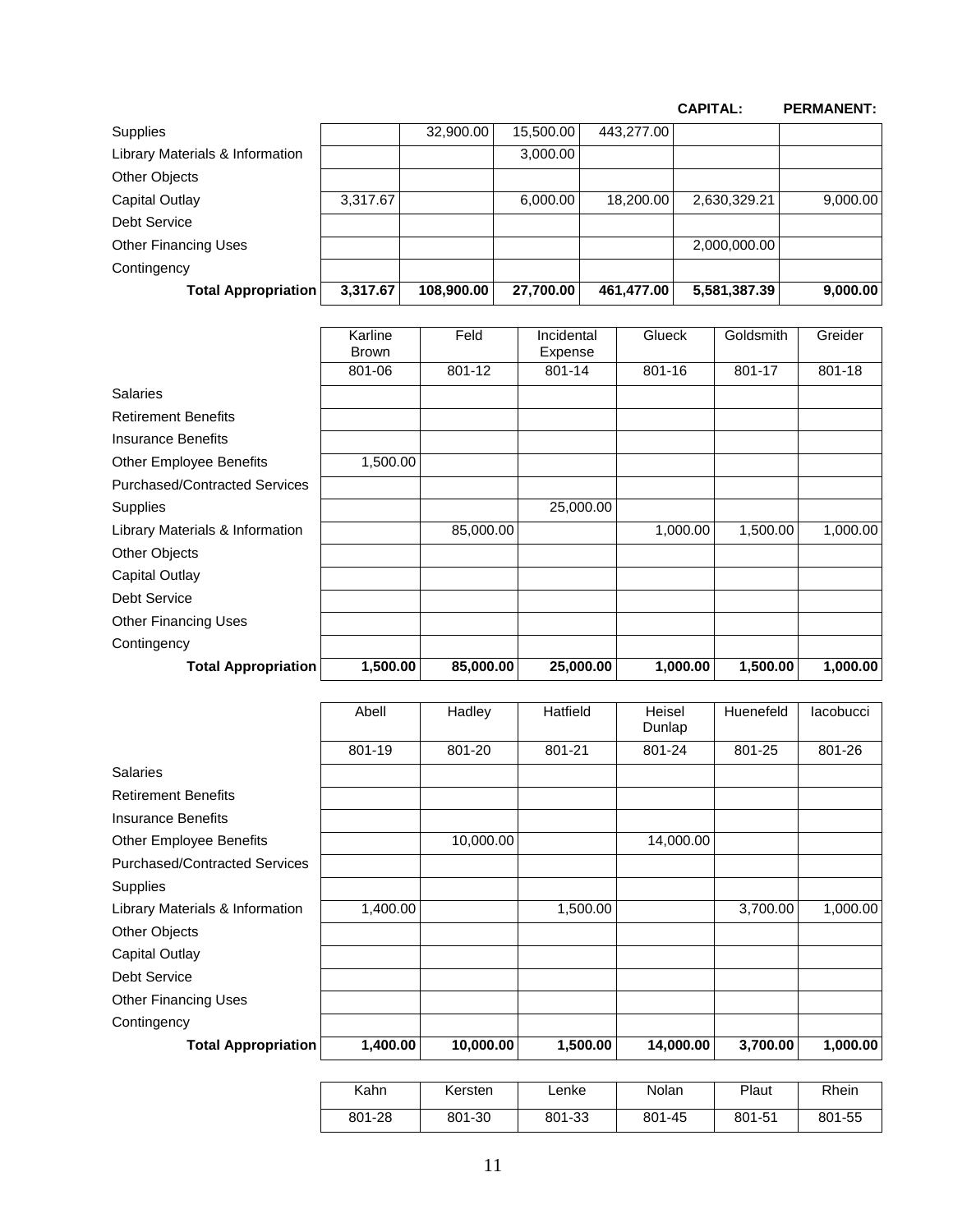| | | | | | CAPITAL: | PERMANENT: |
|---|---|---|---|---|---|---|
| Supplies | | 32,900.00 | 15,500.00 | 443,277.00 | | |
| Library Materials & Information | | | 3,000.00 | | | |
| Other Objects | | | | | | |
| Capital Outlay | 3,317.67 | | 6,000.00 | 18,200.00 | 2,630,329.21 | 9,000.00 |
| Debt Service | | | | | | |
| Other Financing Uses | | | | | 2,000,000.00 | |
| Contingency | | | | | | |
| **Total Appropriation** | **3,317.67** | **108,900.00** | **27,700.00** | **461,477.00** | **5,581,387.39** | **9,000.00** |

| | Karline Brown | Feld | Incidental Expense | Glueck | Goldsmith | Greider |
|---|---|---|---|---|---|---|
| | 801-06 | 801-12 | 801-14 | 801-16 | 801-17 | 801-18 |
| Salaries | | | | | | |
| Retirement Benefits | | | | | | |
| Insurance Benefits | | | | | | |
| Other Employee Benefits | 1,500.00 | | | | | |
| Purchased/Contracted Services | | | | | | |
| Supplies | | | 25,000.00 | | | |
| Library Materials & Information | | 85,000.00 | | 1,000.00 | 1,500.00 | 1,000.00 |
| Other Objects | | | | | | |
| Capital Outlay | | | | | | |
| Debt Service | | | | | | |
| Other Financing Uses | | | | | | |
| Contingency | | | | | | |
| **Total Appropriation** | **1,500.00** | **85,000.00** | **25,000.00** | **1,000.00** | **1,500.00** | **1,000.00** |

| | Abell | Hadley | Hatfield | Heisel Dunlap | Huenefeld | Iacobucci |
|---|---|---|---|---|---|---|
| | 801-19 | 801-20 | 801-21 | 801-24 | 801-25 | 801-26 |
| Salaries | | | | | | |
| Retirement Benefits | | | | | | |
| Insurance Benefits | | | | | | |
| Other Employee Benefits | | 10,000.00 | | 14,000.00 | | |
| Purchased/Contracted Services | | | | | | |
| Supplies | | | | | | |
| Library Materials & Information | 1,400.00 | | 1,500.00 | | 3,700.00 | 1,000.00 |
| Other Objects | | | | | | |
| Capital Outlay | | | | | | |
| Debt Service | | | | | | |
| Other Financing Uses | | | | | | |
| Contingency | | | | | | |
| **Total Appropriation** | **1,400.00** | **10,000.00** | **1,500.00** | **14,000.00** | **3,700.00** | **1,000.00** |

| | Kahn | Kersten | Lenke | Nolan | Plaut | Rhein |
|---|---|---|---|---|---|---|
| | 801-28 | 801-30 | 801-33 | 801-45 | 801-51 | 801-55 |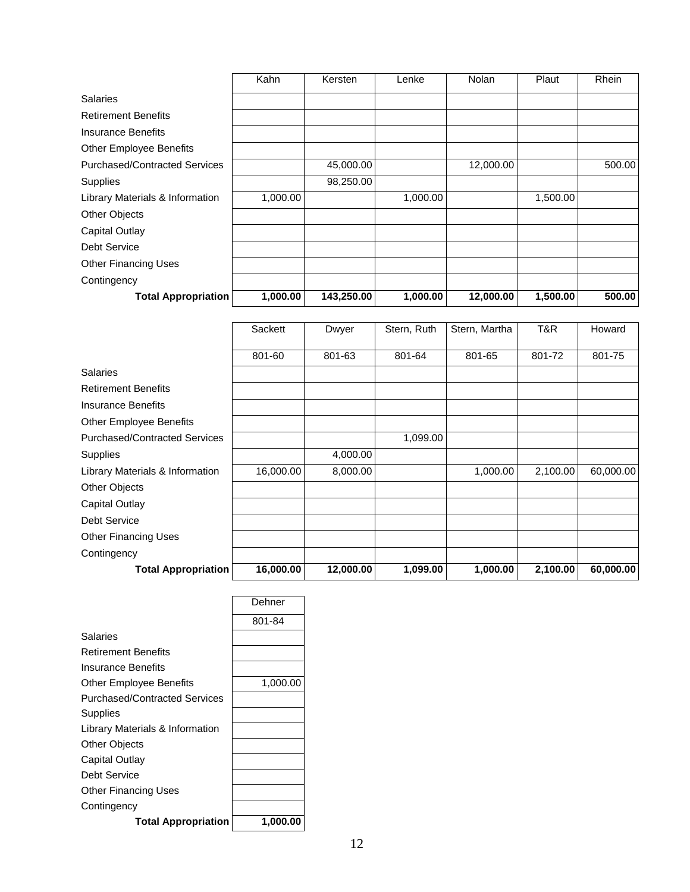| | Kahn | Kersten | Lenke | Nolan | Plaut | Rhein |
|---|---|---|---|---|---|---|
| Salaries | | | | | | |
| Retirement Benefits | | | | | | |
| Insurance Benefits | | | | | | |
| Other Employee Benefits | | | | | | |
| Purchased/Contracted Services | | 45,000.00 | | 12,000.00 | | 500.00 |
| Supplies | | 98,250.00 | | | | |
| Library Materials & Information | 1,000.00 | | 1,000.00 | | 1,500.00 | |
| Other Objects | | | | | | |
| Capital Outlay | | | | | | |
| Debt Service | | | | | | |
| Other Financing Uses | | | | | | |
| Contingency | | | | | | |
| **Total Appropriation** | **1,000.00** | **143,250.00** | **1,000.00** | **12,000.00** | **1,500.00** | **500.00** |

| | Sackett | Dwyer | Stern, Ruth | Stern, Martha | T&R | Howard |
|---|---|---|---|---|---|---|
| | 801-60 | 801-63 | 801-64 | 801-65 | 801-72 | 801-75 |
| Salaries | | | | | | |
| Retirement Benefits | | | | | | |
| Insurance Benefits | | | | | | |
| Other Employee Benefits | | | | | | |
| Purchased/Contracted Services | | | 1,099.00 | | | |
| Supplies | | 4,000.00 | | | | |
| Library Materials & Information | 16,000.00 | 8,000.00 | | 1,000.00 | 2,100.00 | 60,000.00 |
| Other Objects | | | | | | |
| Capital Outlay | | | | | | |
| Debt Service | | | | | | |
| Other Financing Uses | | | | | | |
| Contingency | | | | | | |
| **Total Appropriation** | **16,000.00** | **12,000.00** | **1,099.00** | **1,000.00** | **2,100.00** | **60,000.00** |

| | Dehner |
|---|---|
| | 801-84 |
| Salaries | |
| Retirement Benefits | |
| Insurance Benefits | |
| Other Employee Benefits | 1,000.00 |
| Purchased/Contracted Services | |
| Supplies | |
| Library Materials & Information | |
| Other Objects | |
| Capital Outlay | |
| Debt Service | |
| Other Financing Uses | |
| Contingency | |
| **Total Appropriation** | **1,000.00** |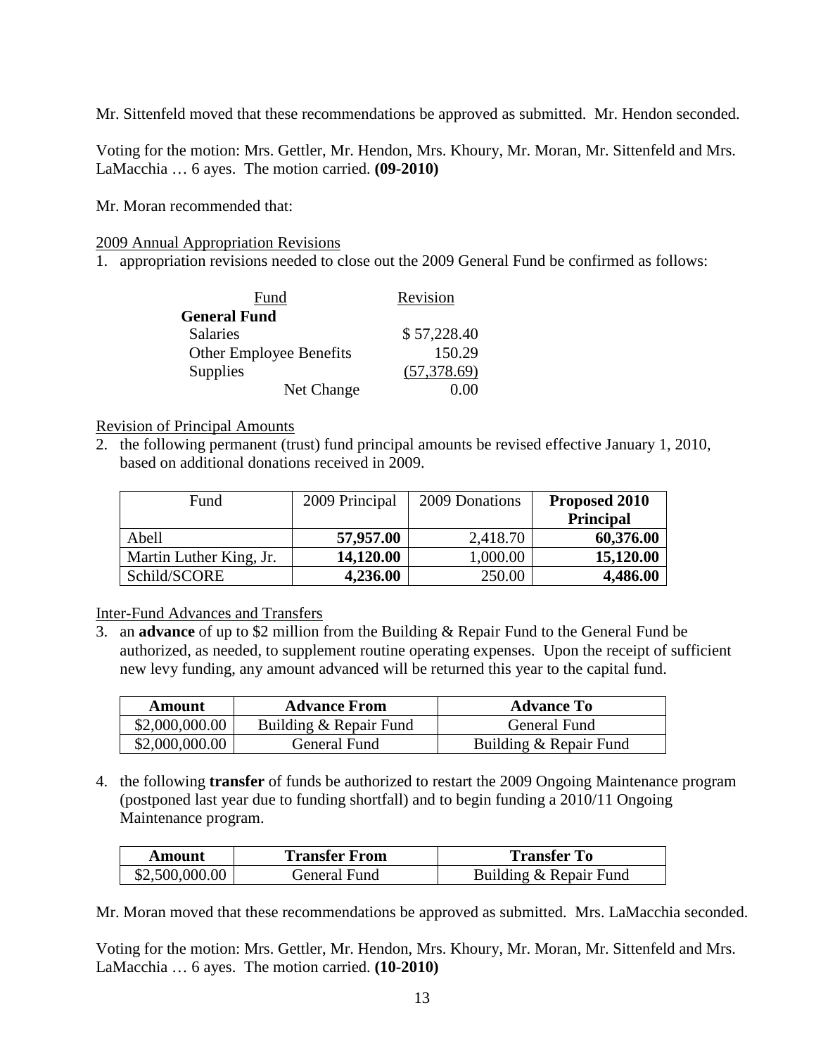Mr. Sittenfeld moved that these recommendations be approved as submitted. Mr. Hendon seconded.

Voting for the motion: Mrs. Gettler, Mr. Hendon, Mrs. Khoury, Mr. Moran, Mr. Sittenfeld and Mrs. LaMacchia … 6 ayes. The motion carried. **(09-2010)**

Mr. Moran recommended that:

2009 Annual Appropriation Revisions

1. appropriation revisions needed to close out the 2009 General Fund be confirmed as follows:

| Fund | Revision |
|---|---|
| **General Fund** | |
| Salaries | $ 57,228.40 |
| Other Employee Benefits | 150.29 |
| Supplies | (57,378.69) |
| Net Change | 0.00 |

Revision of Principal Amounts

2. the following permanent (trust) fund principal amounts be revised effective January 1, 2010, based on additional donations received in 2009.

| Fund | 2009 Principal | 2009 Donations | **Proposed 2010 Principal** |
|---|---|---|---|
| Abell | **57,957.00** | 2,418.70 | **60,376.00** |
| Martin Luther King, Jr. | **14,120.00** | 1,000.00 | **15,120.00** |
| Schild/SCORE | **4,236.00** | 250.00 | **4,486.00** |

Inter-Fund Advances and Transfers

3. an **advance** of up to $2 million from the Building & Repair Fund to the General Fund be authorized, as needed, to supplement routine operating expenses. Upon the receipt of sufficient new levy funding, any amount advanced will be returned this year to the capital fund.

| Amount | Advance From | Advance To |
|---|---|---|
| $2,000,000.00 | Building & Repair Fund | General Fund |
| $2,000,000.00 | General Fund | Building & Repair Fund |

4. the following **transfer** of funds be authorized to restart the 2009 Ongoing Maintenance program (postponed last year due to funding shortfall) and to begin funding a 2010/11 Ongoing Maintenance program.

| Amount | Transfer From | Transfer To |
|---|---|---|
| $2,500,000.00 | General Fund | Building & Repair Fund |

Mr. Moran moved that these recommendations be approved as submitted. Mrs. LaMacchia seconded.

Voting for the motion: Mrs. Gettler, Mr. Hendon, Mrs. Khoury, Mr. Moran, Mr. Sittenfeld and Mrs. LaMacchia … 6 ayes. The motion carried. **(10-2010)**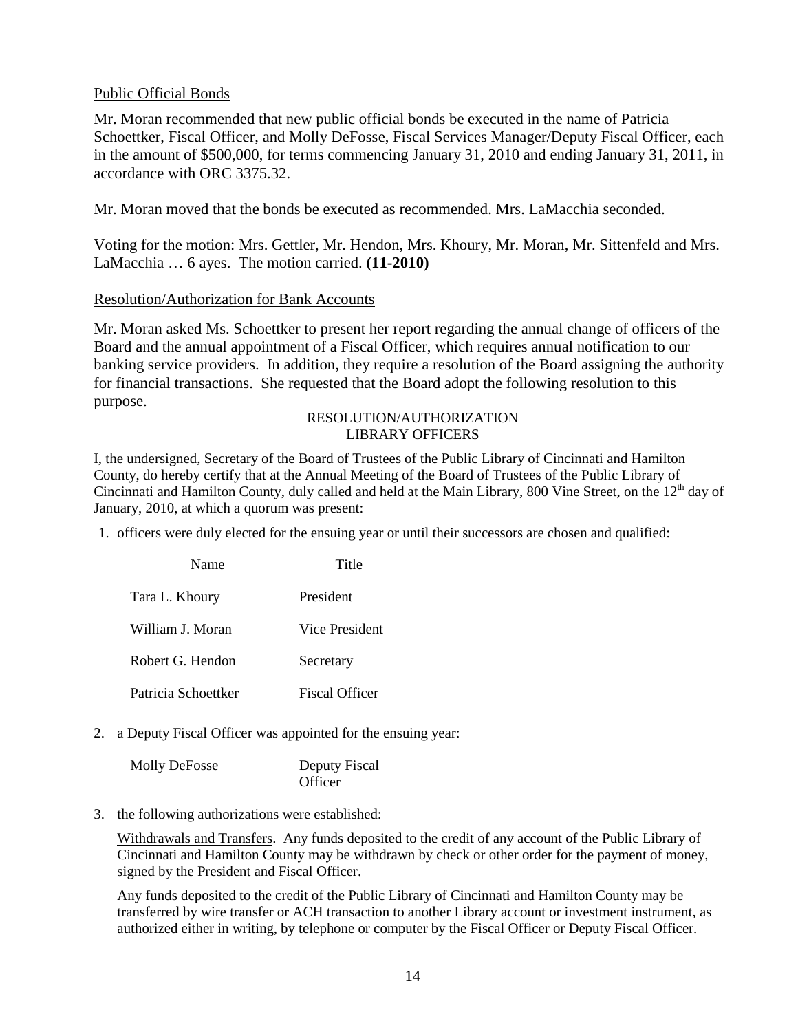Public Official Bonds

Mr. Moran recommended that new public official bonds be executed in the name of Patricia Schoettker, Fiscal Officer, and Molly DeFosse, Fiscal Services Manager/Deputy Fiscal Officer, each in the amount of $500,000, for terms commencing January 31, 2010 and ending January 31, 2011, in accordance with ORC 3375.32.

Mr. Moran moved that the bonds be executed as recommended. Mrs. LaMacchia seconded.

Voting for the motion: Mrs. Gettler, Mr. Hendon, Mrs. Khoury, Mr. Moran, Mr. Sittenfeld and Mrs. LaMacchia … 6 ayes. The motion carried. **(11-2010)**

Resolution/Authorization for Bank Accounts

Mr. Moran asked Ms. Schoettker to present her report regarding the annual change of officers of the Board and the annual appointment of a Fiscal Officer, which requires annual notification to our banking service providers. In addition, they require a resolution of the Board assigning the authority for financial transactions. She requested that the Board adopt the following resolution to this purpose.

RESOLUTION/AUTHORIZATION
LIBRARY OFFICERS

I, the undersigned, Secretary of the Board of Trustees of the Public Library of Cincinnati and Hamilton County, do hereby certify that at the Annual Meeting of the Board of Trustees of the Public Library of Cincinnati and Hamilton County, duly called and held at the Main Library, 800 Vine Street, on the 12th day of January, 2010, at which a quorum was present:

1. officers were duly elected for the ensuing year or until their successors are chosen and qualified:

| Name | Title |
|---|---|
| Tara L. Khoury | President |
| William J. Moran | Vice President |
| Robert G. Hendon | Secretary |
| Patricia Schoettker | Fiscal Officer |

2. a Deputy Fiscal Officer was appointed for the ensuing year:

| | |
|---|---|
| Molly DeFosse | Deputy Fiscal Officer |

3. the following authorizations were established:

   Withdrawals and Transfers. Any funds deposited to the credit of any account of the Public Library of Cincinnati and Hamilton County may be withdrawn by check or other order for the payment of money, signed by the President and Fiscal Officer.

   Any funds deposited to the credit of the Public Library of Cincinnati and Hamilton County may be transferred by wire transfer or ACH transaction to another Library account or investment instrument, as authorized either in writing, by telephone or computer by the Fiscal Officer or Deputy Fiscal Officer.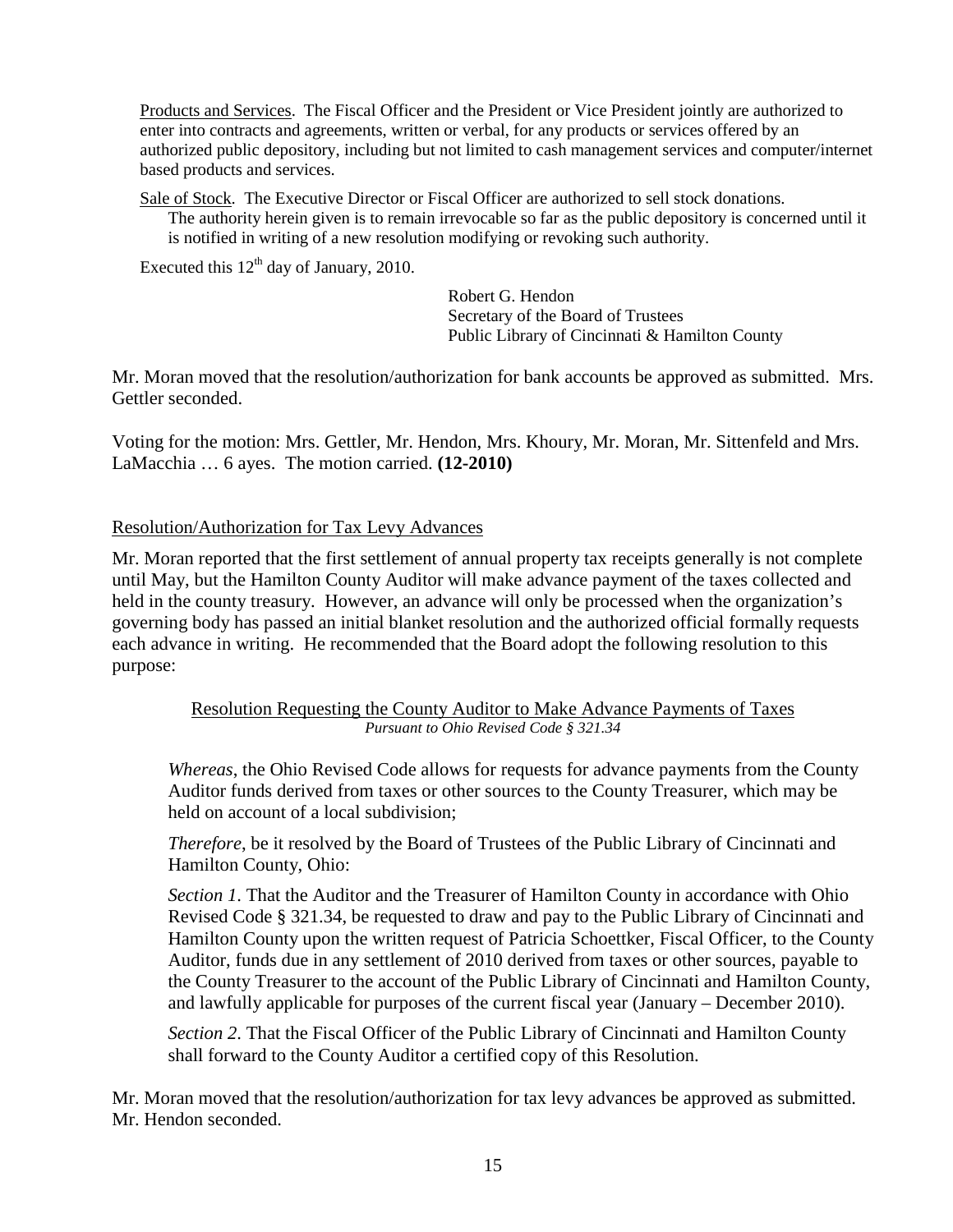Products and Services. The Fiscal Officer and the President or Vice President jointly are authorized to enter into contracts and agreements, written or verbal, for any products or services offered by an authorized public depository, including but not limited to cash management services and computer/internet based products and services.

Sale of Stock. The Executive Director or Fiscal Officer are authorized to sell stock donations.
The authority herein given is to remain irrevocable so far as the public depository is concerned until it is notified in writing of a new resolution modifying or revoking such authority.

Executed this 12th day of January, 2010.

Robert G. Hendon
Secretary of the Board of Trustees
Public Library of Cincinnati & Hamilton County

Mr. Moran moved that the resolution/authorization for bank accounts be approved as submitted. Mrs. Gettler seconded.

Voting for the motion: Mrs. Gettler, Mr. Hendon, Mrs. Khoury, Mr. Moran, Mr. Sittenfeld and Mrs. LaMacchia … 6 ayes. The motion carried. **(12-2010)**

Resolution/Authorization for Tax Levy Advances

Mr. Moran reported that the first settlement of annual property tax receipts generally is not complete until May, but the Hamilton County Auditor will make advance payment of the taxes collected and held in the county treasury. However, an advance will only be processed when the organization's governing body has passed an initial blanket resolution and the authorized official formally requests each advance in writing. He recommended that the Board adopt the following resolution to this purpose:

Resolution Requesting the County Auditor to Make Advance Payments of Taxes
*Pursuant to Ohio Revised Code § 321.34*

*Whereas*, the Ohio Revised Code allows for requests for advance payments from the County Auditor funds derived from taxes or other sources to the County Treasurer, which may be held on account of a local subdivision;

*Therefore*, be it resolved by the Board of Trustees of the Public Library of Cincinnati and Hamilton County, Ohio:

*Section 1*. That the Auditor and the Treasurer of Hamilton County in accordance with Ohio Revised Code § 321.34, be requested to draw and pay to the Public Library of Cincinnati and Hamilton County upon the written request of Patricia Schoettker, Fiscal Officer, to the County Auditor, funds due in any settlement of 2010 derived from taxes or other sources, payable to the County Treasurer to the account of the Public Library of Cincinnati and Hamilton County, and lawfully applicable for purposes of the current fiscal year (January – December 2010).

*Section 2*. That the Fiscal Officer of the Public Library of Cincinnati and Hamilton County shall forward to the County Auditor a certified copy of this Resolution.

Mr. Moran moved that the resolution/authorization for tax levy advances be approved as submitted. Mr. Hendon seconded.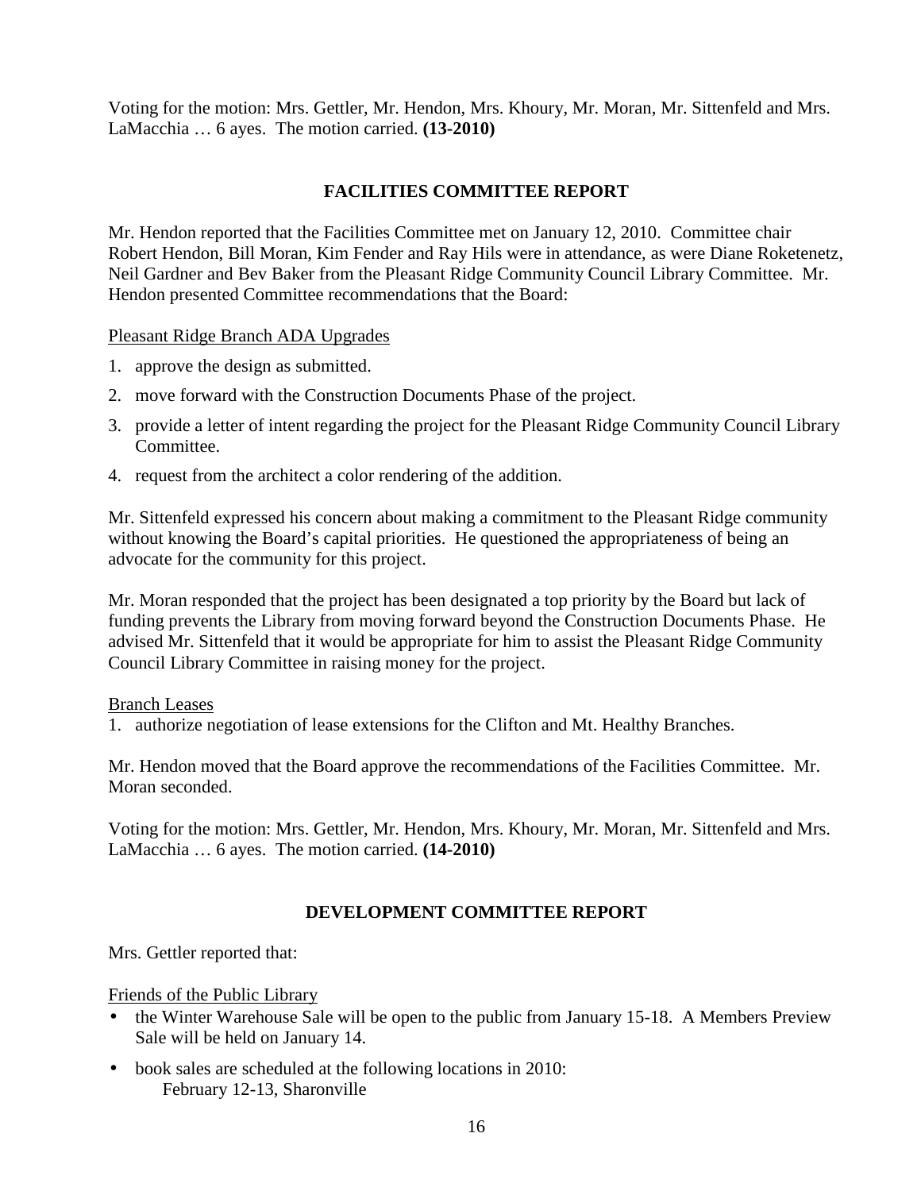Voting for the motion: Mrs. Gettler, Mr. Hendon, Mrs. Khoury, Mr. Moran, Mr. Sittenfeld and Mrs. LaMacchia … 6 ayes. The motion carried. **(13-2010)**

## FACILITIES COMMITTEE REPORT

Mr. Hendon reported that the Facilities Committee met on January 12, 2010. Committee chair Robert Hendon, Bill Moran, Kim Fender and Ray Hils were in attendance, as were Diane Roketenetz, Neil Gardner and Bev Baker from the Pleasant Ridge Community Council Library Committee. Mr. Hendon presented Committee recommendations that the Board:

Pleasant Ridge Branch ADA Upgrades

1. approve the design as submitted.
2. move forward with the Construction Documents Phase of the project.
3. provide a letter of intent regarding the project for the Pleasant Ridge Community Council Library Committee.
4. request from the architect a color rendering of the addition.

Mr. Sittenfeld expressed his concern about making a commitment to the Pleasant Ridge community without knowing the Board's capital priorities. He questioned the appropriateness of being an advocate for the community for this project.

Mr. Moran responded that the project has been designated a top priority by the Board but lack of funding prevents the Library from moving forward beyond the Construction Documents Phase. He advised Mr. Sittenfeld that it would be appropriate for him to assist the Pleasant Ridge Community Council Library Committee in raising money for the project.

Branch Leases

1. authorize negotiation of lease extensions for the Clifton and Mt. Healthy Branches.

Mr. Hendon moved that the Board approve the recommendations of the Facilities Committee. Mr. Moran seconded.

Voting for the motion: Mrs. Gettler, Mr. Hendon, Mrs. Khoury, Mr. Moran, Mr. Sittenfeld and Mrs. LaMacchia … 6 ayes. The motion carried. **(14-2010)**

## DEVELOPMENT COMMITTEE REPORT

Mrs. Gettler reported that:

Friends of the Public Library

- the Winter Warehouse Sale will be open to the public from January 15-18. A Members Preview Sale will be held on January 14.
- book sales are scheduled at the following locations in 2010:
  February 12-13, Sharonville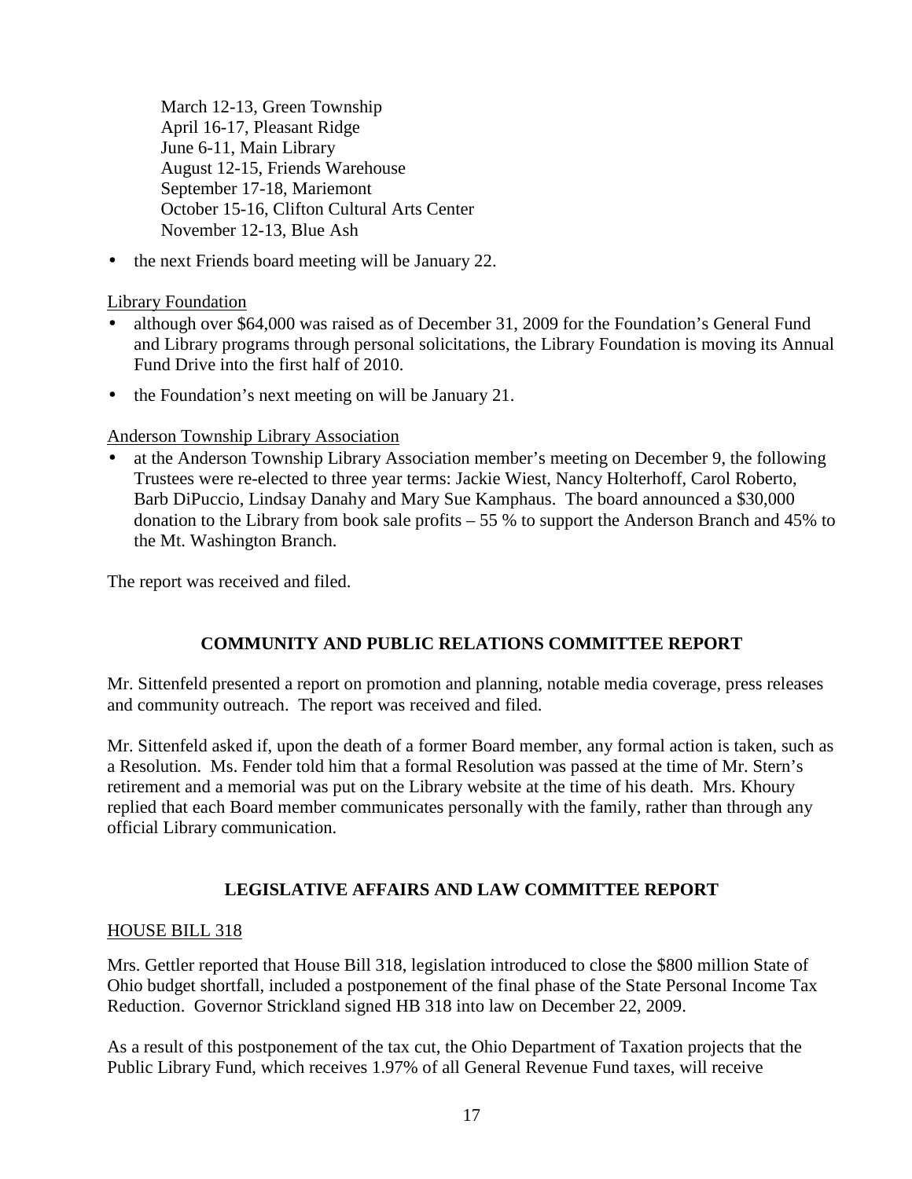March 12-13, Green Township
April 16-17, Pleasant Ridge
June 6-11, Main Library
August 12-15, Friends Warehouse
September 17-18, Mariemont
October 15-16, Clifton Cultural Arts Center
November 12-13, Blue Ash

- the next Friends board meeting will be January 22.

Library Foundation

- although over $64,000 was raised as of December 31, 2009 for the Foundation's General Fund and Library programs through personal solicitations, the Library Foundation is moving its Annual Fund Drive into the first half of 2010.
- the Foundation's next meeting on will be January 21.

Anderson Township Library Association

- at the Anderson Township Library Association member's meeting on December 9, the following Trustees were re-elected to three year terms: Jackie Wiest, Nancy Holterhoff, Carol Roberto, Barb DiPuccio, Lindsay Danahy and Mary Sue Kamphaus. The board announced a $30,000 donation to the Library from book sale profits – 55 % to support the Anderson Branch and 45% to the Mt. Washington Branch.

The report was received and filed.

## COMMUNITY AND PUBLIC RELATIONS COMMITTEE REPORT

Mr. Sittenfeld presented a report on promotion and planning, notable media coverage, press releases and community outreach. The report was received and filed.

Mr. Sittenfeld asked if, upon the death of a former Board member, any formal action is taken, such as a Resolution. Ms. Fender told him that a formal Resolution was passed at the time of Mr. Stern's retirement and a memorial was put on the Library website at the time of his death. Mrs. Khoury replied that each Board member communicates personally with the family, rather than through any official Library communication.

## LEGISLATIVE AFFAIRS AND LAW COMMITTEE REPORT

HOUSE BILL 318

Mrs. Gettler reported that House Bill 318, legislation introduced to close the $800 million State of Ohio budget shortfall, included a postponement of the final phase of the State Personal Income Tax Reduction. Governor Strickland signed HB 318 into law on December 22, 2009.

As a result of this postponement of the tax cut, the Ohio Department of Taxation projects that the Public Library Fund, which receives 1.97% of all General Revenue Fund taxes, will receive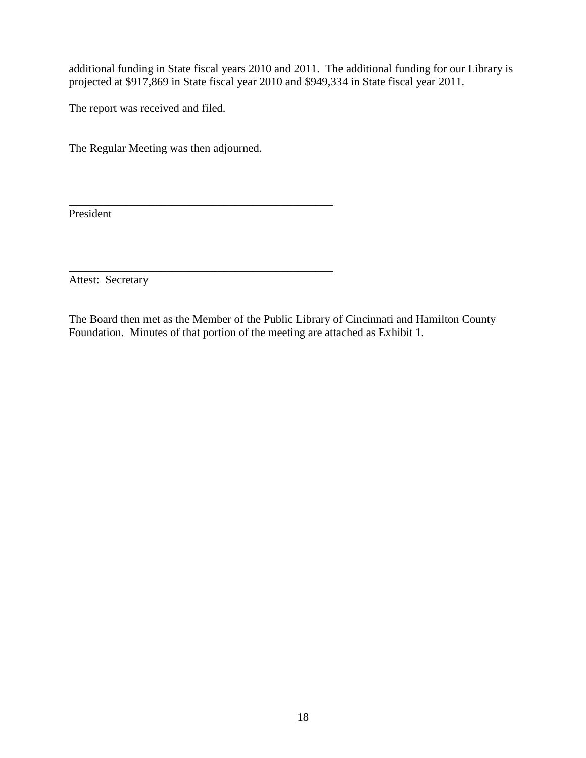additional funding in State fiscal years 2010 and 2011. The additional funding for our Library is projected at $917,869 in State fiscal year 2010 and $949,334 in State fiscal year 2011.

The report was received and filed.

The Regular Meeting was then adjourned.

_______________________________________________
President

_______________________________________________
Attest: Secretary

The Board then met as the Member of the Public Library of Cincinnati and Hamilton County Foundation. Minutes of that portion of the meeting are attached as Exhibit 1.